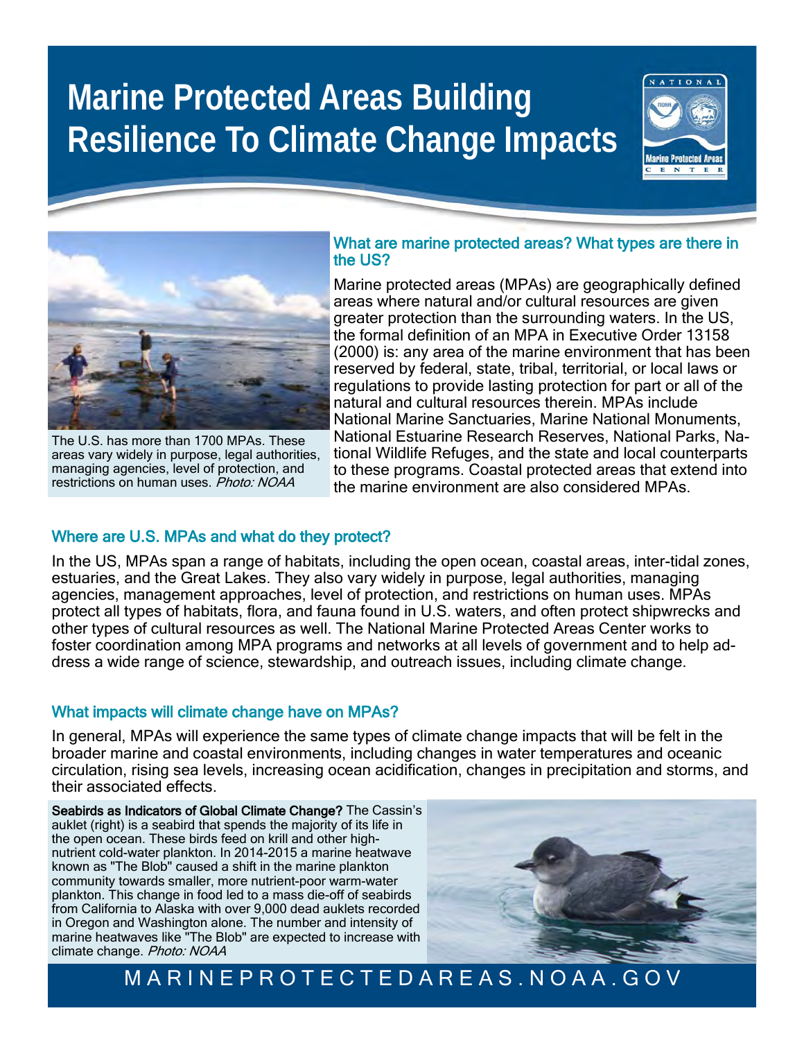# Marine Protected Areas Building Resilience To Climate Change Impacts

The U.S. has more than 1700 MPAs. These areas vary widely in purpose, legal authorities, managing agencies, level of protection, and restrictions on human uses. *Photo: NOAA*

## What are marine protected areas? What types are there in the US?

Marine protected areas (MPAs) are geographically defined areas where natural and/or cultural resources are given greater protection than the surrounding waters. In the US, the formal definition of an MPA in Executive Order 13158 (2000) is: any area of the marine environment that has been reserved by federal, state, tribal, territorial, or local laws or regulations to provide lasting protection for part or all of the natural and cultural resources therein. MPAs include National Marine Sanctuaries, Marine National Monuments, National Estuarine Research Reserves, National Parks, National Wildlife Refuges, and the state and local counterparts to these programs. Coastal protected areas that extend into the marine environment are also considered MPAs.

## Where are U.S. MPAs and what do they protect?

In the US, MPAs span a range of habitats, including the open ocean, coastal areas, inter-tidal zones, estuaries, and the Great Lakes. They also vary widely in purpose, legal authorities, managing agencies, management approaches, level of protection, and restrictions on human uses. MPAs protect all types of habitats, flora, and fauna found in U.S. waters, and often protect shipwrecks and other types of cultural resources as well. The National Marine Protected Areas Center works to foster coordination among MPA programs and networks at all levels of government and to help address a wide range of science, stewardship, and outreach issues, including climate change.

## What impacts will climate change have on MPAs?

In general, MPAs will experience the same types of climate change impacts that will be felt in the broader marine and coastal environments, including changes in water temperatures and oceanic circulation, rising sea levels, increasing ocean acidification, changes in precipitation and storms, and their associated effects.

**Seabirds as Indicators of Global Climate Change?** The Cassin's auklet (right) is a seabird that spends the majority of its life in the open ocean. These birds feed on krill and other high-nutrient cold-water plankton. In 2014-2015 a marine heatwave known as "The Blob" caused a shift in the marine plankton community towards smaller, more nutrient-poor warm-water plankton. This change in food led to a mass die-off of seabirds from California to Alaska with over 9,000 dead auklets recorded in Oregon and Washington alone. The number and intensity of marine heatwaves like "The Blob" are expected to increase with climate change. *Photo: NOAA*

MARINEPROTECTEDAREAS.NOAA.GOV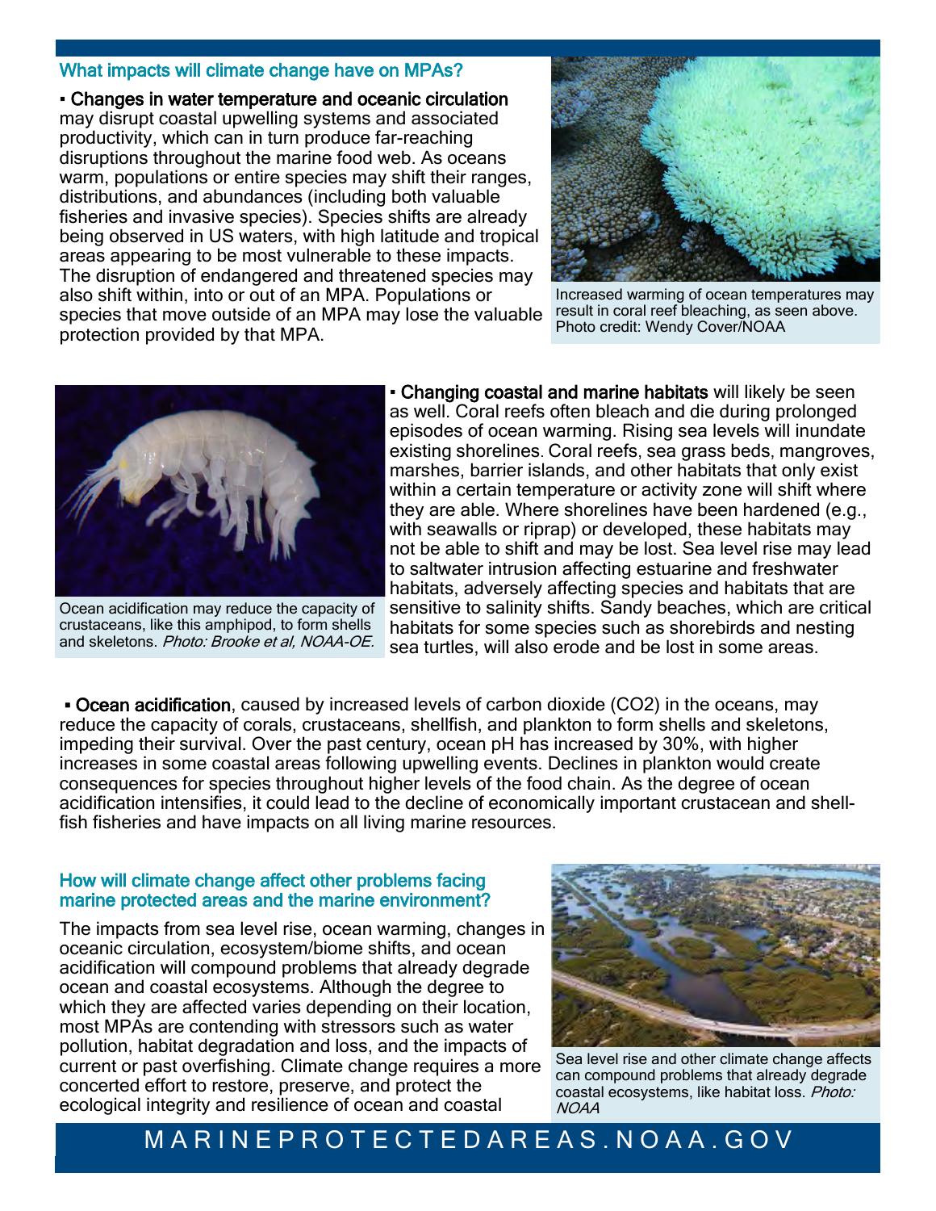## What impacts will climate change have on MPAs?

▪ **Changes in water temperature and oceanic circulation** may disrupt coastal upwelling systems and associated productivity, which can in turn produce far-reaching disruptions throughout the marine food web. As oceans warm, populations or entire species may shift their ranges, distributions, and abundances (including both valuable fisheries and invasive species). Species shifts are already being observed in US waters, with high latitude and tropical areas appearing to be most vulnerable to these impacts. The disruption of endangered and threatened species may also shift within, into or out of an MPA. Populations or species that move outside of an MPA may lose the valuable protection provided by that MPA.

Increased warming of ocean temperatures may result in coral reef bleaching, as seen above. Photo credit: Wendy Cover/NOAA

▪ **Changing coastal and marine habitats** will likely be seen as well. Coral reefs often bleach and die during prolonged episodes of ocean warming. Rising sea levels will inundate existing shorelines. Coral reefs, sea grass beds, mangroves, marshes, barrier islands, and other habitats that only exist within a certain temperature or activity zone will shift where they are able. Where shorelines have been hardened (e.g., with seawalls or riprap) or developed, these habitats may not be able to shift and may be lost. Sea level rise may lead to saltwater intrusion affecting estuarine and freshwater habitats, adversely affecting species and habitats that are sensitive to salinity shifts. Sandy beaches, which are critical habitats for some species such as shorebirds and nesting sea turtles, will also erode and be lost in some areas.

Ocean acidification may reduce the capacity of crustaceans, like this amphipod, to form shells and skeletons. *Photo: Brooke et al, NOAA-OE.*

▪ **Ocean acidification**, caused by increased levels of carbon dioxide ($CO_2$) in the oceans, may reduce the capacity of corals, crustaceans, shellfish, and plankton to form shells and skeletons, impeding their survival. Over the past century, ocean pH has increased by 30%, with higher increases in some coastal areas following upwelling events. Declines in plankton would create consequences for species throughout higher levels of the food chain. As the degree of ocean acidification intensifies, it could lead to the decline of economically important crustacean and shellfish fisheries and have impacts on all living marine resources.

## How will climate change affect other problems facing marine protected areas and the marine environment?

The impacts from sea level rise, ocean warming, changes in oceanic circulation, ecosystem/biome shifts, and ocean acidification will compound problems that already degrade ocean and coastal ecosystems. Although the degree to which they are affected varies depending on their location, most MPAs are contending with stressors such as water pollution, habitat degradation and loss, and the impacts of current or past overfishing. Climate change requires a more concerted effort to restore, preserve, and protect the ecological integrity and resilience of ocean and coastal

Sea level rise and other climate change affects can compound problems that already degrade coastal ecosystems, like habitat loss. *Photo: NOAA*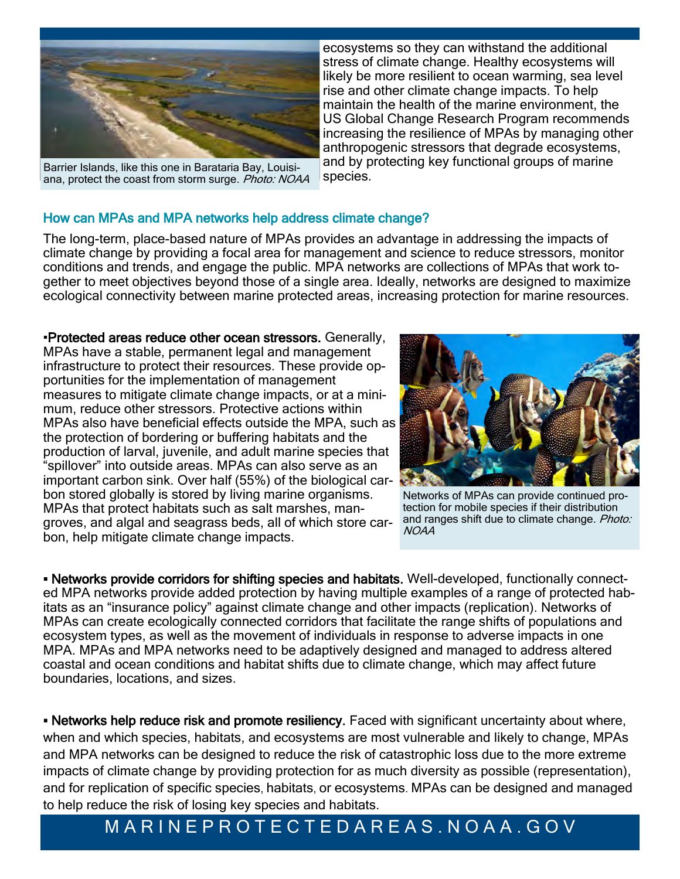Barrier Islands, like this one in Barataria Bay, Louisiana, protect the coast from storm surge. *Photo: NOAA*

ecosystems so they can withstand the additional stress of climate change. Healthy ecosystems will likely be more resilient to ocean warming, sea level rise and other climate change impacts. To help maintain the health of the marine environment, the US Global Change Research Program recommends increasing the resilience of MPAs by managing other anthropogenic stressors that degrade ecosystems, and by protecting key functional groups of marine species.

## How can MPAs and MPA networks help address climate change?

The long-term, place-based nature of MPAs provides an advantage in addressing the impacts of climate change by providing a focal area for management and science to reduce stressors, monitor conditions and trends, and engage the public. MPA networks are collections of MPAs that work together to meet objectives beyond those of a single area. Ideally, networks are designed to maximize ecological connectivity between marine protected areas, increasing protection for marine resources.

▪ **Protected areas reduce other ocean stressors.** Generally, MPAs have a stable, permanent legal and management infrastructure to protect their resources. These provide opportunities for the implementation of management measures to mitigate climate change impacts, or at a minimum, reduce other stressors. Protective actions within MPAs also have beneficial effects outside the MPA, such as the protection of bordering or buffering habitats and the production of larval, juvenile, and adult marine species that "spillover" into outside areas. MPAs can also serve as an important carbon sink. Over half (55%) of the biological carbon stored globally is stored by living marine organisms. MPAs that protect habitats such as salt marshes, mangroves, and algal and seagrass beds, all of which store carbon, help mitigate climate change impacts.

Networks of MPAs can provide continued protection for mobile species if their distribution and ranges shift due to climate change. *Photo: NOAA*

▪ **Networks provide corridors for shifting species and habitats.** Well-developed, functionally connected MPA networks provide added protection by having multiple examples of a range of protected habitats as an "insurance policy" against climate change and other impacts (replication). Networks of MPAs can create ecologically connected corridors that facilitate the range shifts of populations and ecosystem types, as well as the movement of individuals in response to adverse impacts in one MPA. MPAs and MPA networks need to be adaptively designed and managed to address altered coastal and ocean conditions and habitat shifts due to climate change, which may affect future boundaries, locations, and sizes.

▪ **Networks help reduce risk and promote resiliency.** Faced with significant uncertainty about where, when and which species, habitats, and ecosystems are most vulnerable and likely to change, MPAs and MPA networks can be designed to reduce the risk of catastrophic loss due to the more extreme impacts of climate change by providing protection for as much diversity as possible (representation), and for replication of specific species, habitats, or ecosystems. MPAs can be designed and managed to help reduce the risk of losing key species and habitats.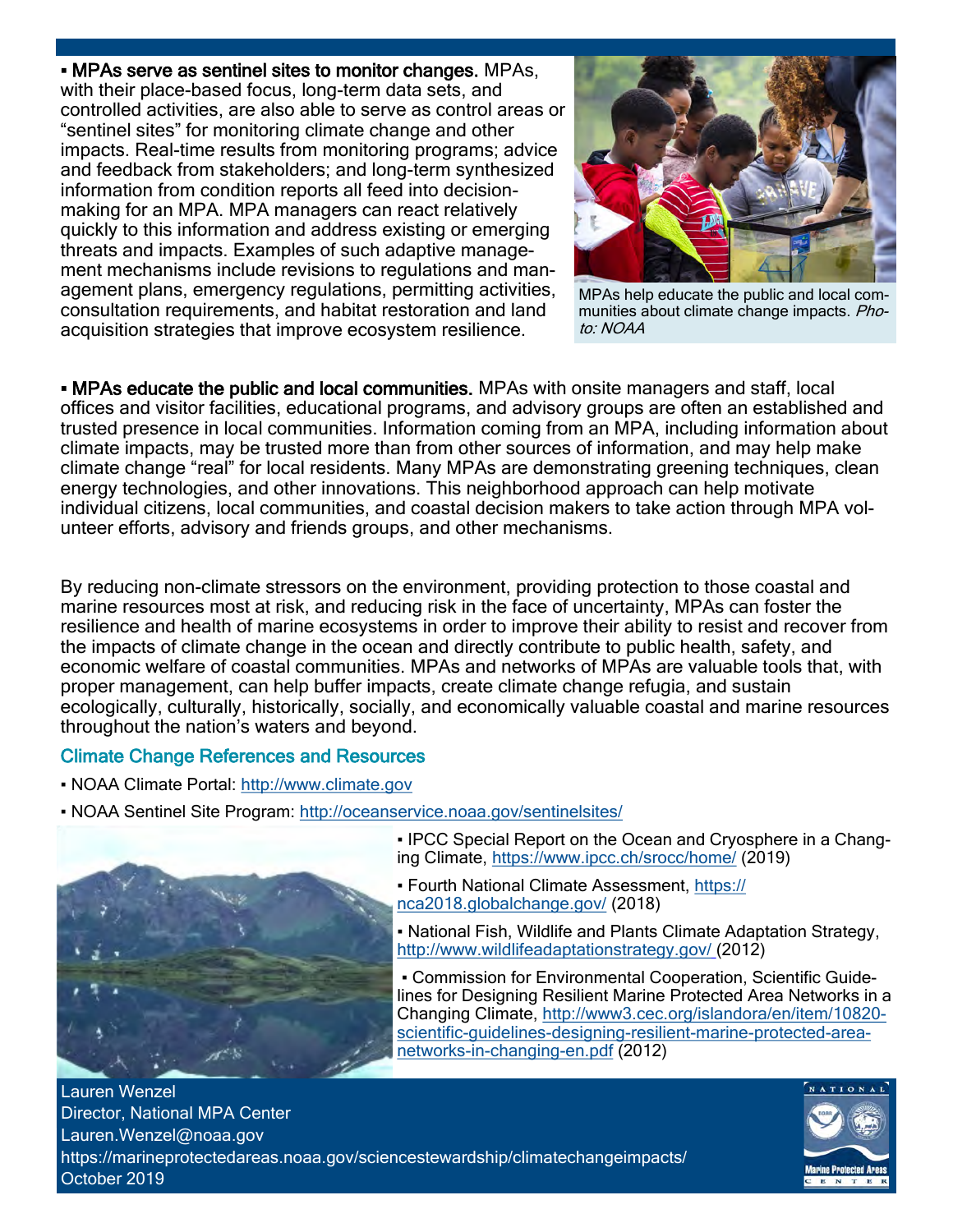▪ **MPAs serve as sentinel sites to monitor changes.** MPAs, with their place-based focus, long-term data sets, and controlled activities, are also able to serve as control areas or "sentinel sites" for monitoring climate change and other impacts. Real-time results from monitoring programs; advice and feedback from stakeholders; and long-term synthesized information from condition reports all feed into decision-making for an MPA. MPA managers can react relatively quickly to this information and address existing or emerging threats and impacts. Examples of such adaptive management mechanisms include revisions to regulations and management plans, emergency regulations, permitting activities, consultation requirements, and habitat restoration and land acquisition strategies that improve ecosystem resilience.

MPAs help educate the public and local communities about climate change impacts. *Photo: NOAA*

▪ **MPAs educate the public and local communities.** MPAs with onsite managers and staff, local offices and visitor facilities, educational programs, and advisory groups are often an established and trusted presence in local communities. Information coming from an MPA, including information about climate impacts, may be trusted more than from other sources of information, and may help make climate change "real" for local residents. Many MPAs are demonstrating greening techniques, clean energy technologies, and other innovations. This neighborhood approach can help motivate individual citizens, local communities, and coastal decision makers to take action through MPA volunteer efforts, advisory and friends groups, and other mechanisms.

By reducing non-climate stressors on the environment, providing protection to those coastal and marine resources most at risk, and reducing risk in the face of uncertainty, MPAs can foster the resilience and health of marine ecosystems in order to improve their ability to resist and recover from the impacts of climate change in the ocean and directly contribute to public health, safety, and economic welfare of coastal communities. MPAs and networks of MPAs are valuable tools that, with proper management, can help buffer impacts, create climate change refugia, and sustain ecologically, culturally, historically, socially, and economically valuable coastal and marine resources throughout the nation's waters and beyond.

## Climate Change References and Resources

- NOAA Climate Portal: http://www.climate.gov
- NOAA Sentinel Site Program: http://oceanservice.noaa.gov/sentinelsites/
- IPCC Special Report on the Ocean and Cryosphere in a Changing Climate, https://www.ipcc.ch/srocc/home/ (2019)
- Fourth National Climate Assessment, https://nca2018.globalchange.gov/ (2018)
- National Fish, Wildlife and Plants Climate Adaptation Strategy, http://www.wildlifeadaptationstrategy.gov/ (2012)
- Commission for Environmental Cooperation, Scientific Guidelines for Designing Resilient Marine Protected Area Networks in a Changing Climate, http://www3.cec.org/islandora/en/item/10820-scientific-guidelines-designing-resilient-marine-protected-area-networks-in-changing-en.pdf (2012)

Lauren Wenzel
Director, National MPA Center
Lauren.Wenzel@noaa.gov
https://marineprotectedareas.noaa.gov/sciencestewardship/climatechangeimpacts/
October 2019